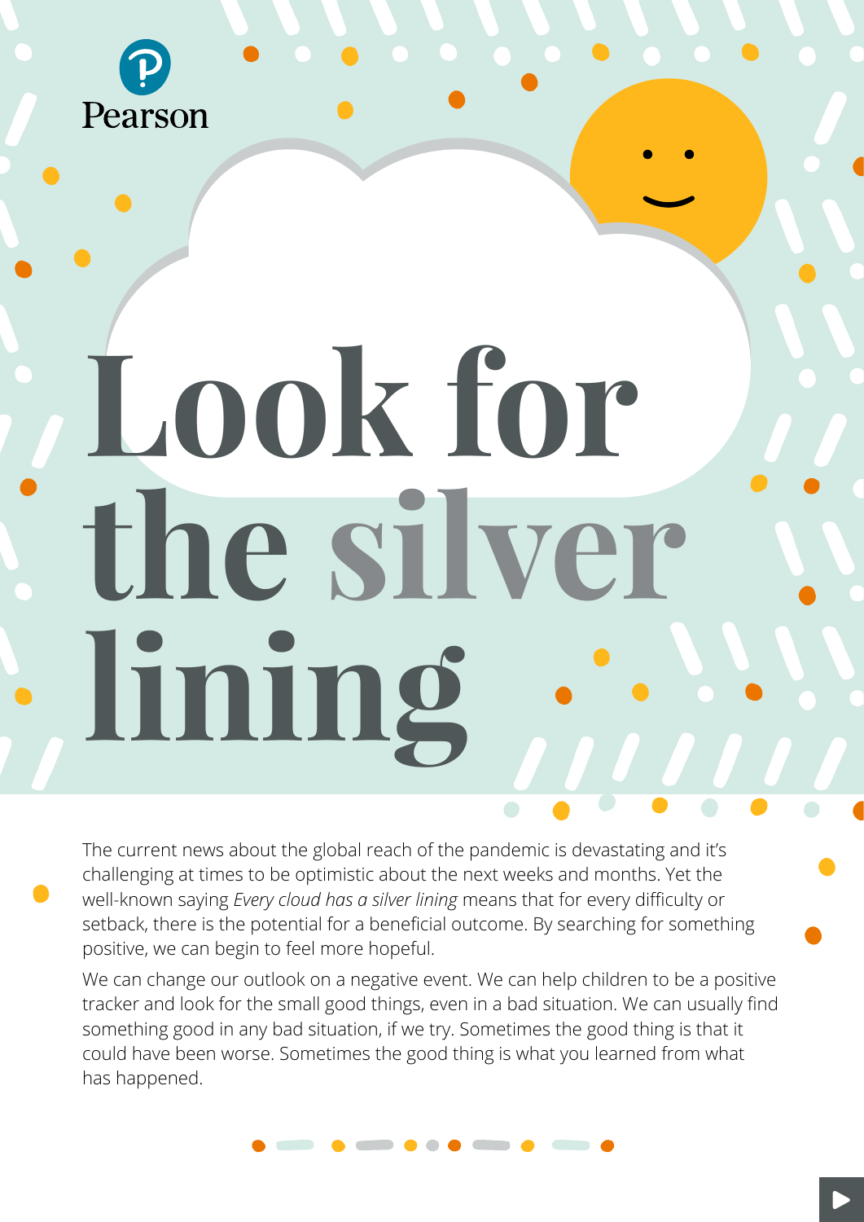Pearson

# Look for the silver lining

The current news about the global reach of the pandemic is devastating and it's challenging at times to be optimistic about the next weeks and months. Yet the well-known saying *Every cloud has a silver lining* means that for every difficulty or setback, there is the potential for a beneficial outcome. By searching for something positive, we can begin to feel more hopeful.

We can change our outlook on a negative event. We can help children to be a positive tracker and look for the small good things, even in a bad situation. We can usually find something good in any bad situation, if we try. Sometimes the good thing is that it could have been worse. Sometimes the good thing is what you learned from what has happened.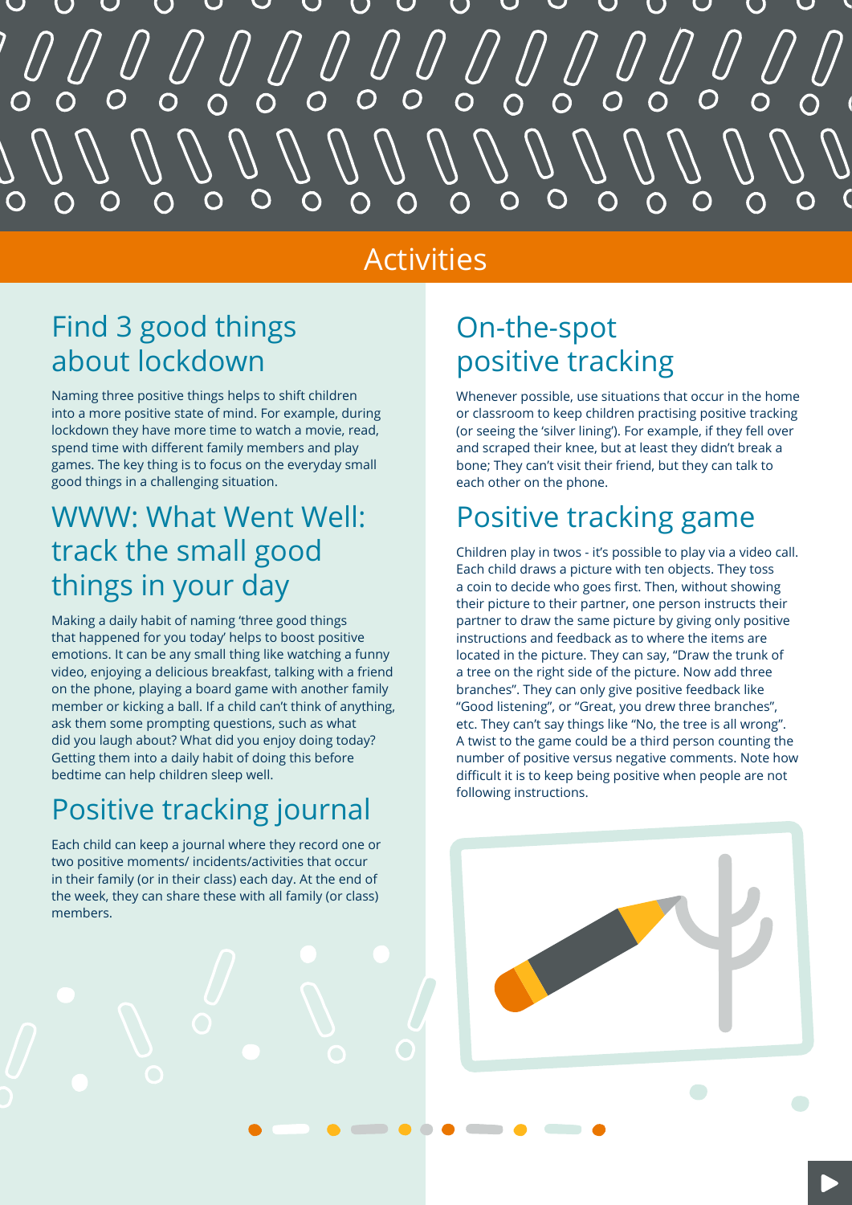# Activities

## Find 3 good things about lockdown

Naming three positive things helps to shift children into a more positive state of mind. For example, during lockdown they have more time to watch a movie, read, spend time with different family members and play games. The key thing is to focus on the everyday small good things in a challenging situation.

## WWW: What Went Well: track the small good things in your day

Making a daily habit of naming 'three good things that happened for you today' helps to boost positive emotions. It can be any small thing like watching a funny video, enjoying a delicious breakfast, talking with a friend on the phone, playing a board game with another family member or kicking a ball. If a child can't think of anything, ask them some prompting questions, such as what did you laugh about? What did you enjoy doing today? Getting them into a daily habit of doing this before bedtime can help children sleep well.

## Positive tracking journal

Each child can keep a journal where they record one or two positive moments/ incidents/activities that occur in their family (or in their class) each day. At the end of the week, they can share these with all family (or class) members.

## On-the-spot positive tracking

Whenever possible, use situations that occur in the home or classroom to keep children practising positive tracking (or seeing the 'silver lining'). For example, if they fell over and scraped their knee, but at least they didn't break a bone; They can't visit their friend, but they can talk to each other on the phone.

## Positive tracking game

Children play in twos - it's possible to play via a video call. Each child draws a picture with ten objects. They toss a coin to decide who goes first. Then, without showing their picture to their partner, one person instructs their partner to draw the same picture by giving only positive instructions and feedback as to where the items are located in the picture. They can say, "Draw the trunk of a tree on the right side of the picture. Now add three branches". They can only give positive feedback like "Good listening", or "Great, you drew three branches", etc. They can't say things like "No, the tree is all wrong". A twist to the game could be a third person counting the number of positive versus negative comments. Note how difficult it is to keep being positive when people are not following instructions.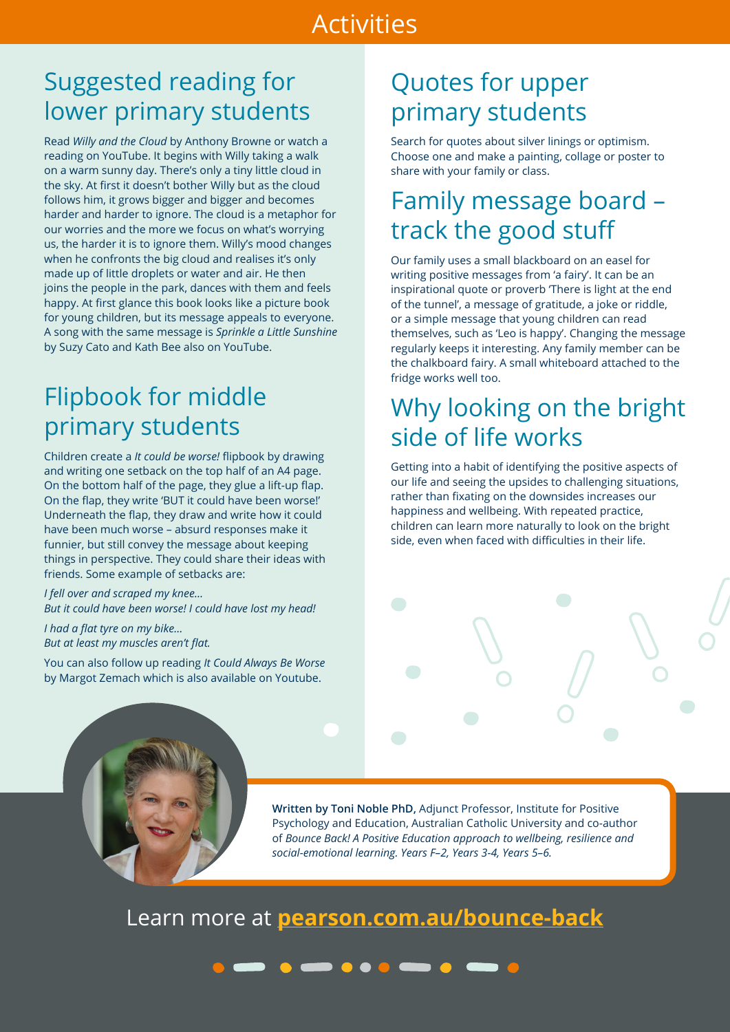# Activities

## Suggested reading for lower primary students

Read *Willy and the Cloud* by Anthony Browne or watch a reading on YouTube. It begins with Willy taking a walk on a warm sunny day. There's only a tiny little cloud in the sky. At first it doesn't bother Willy but as the cloud follows him, it grows bigger and bigger and becomes harder and harder to ignore. The cloud is a metaphor for our worries and the more we focus on what's worrying us, the harder it is to ignore them. Willy's mood changes when he confronts the big cloud and realises it's only made up of little droplets or water and air. He then joins the people in the park, dances with them and feels happy. At first glance this book looks like a picture book for young children, but its message appeals to everyone. A song with the same message is *Sprinkle a Little Sunshine* by Suzy Cato and Kath Bee also on YouTube.

## Flipbook for middle primary students

Children create a *It could be worse!* flipbook by drawing and writing one setback on the top half of an A4 page. On the bottom half of the page, they glue a lift-up flap. On the flap, they write 'BUT it could have been worse!' Underneath the flap, they draw and write how it could have been much worse – absurd responses make it funnier, but still convey the message about keeping things in perspective. They could share their ideas with friends. Some example of setbacks are:

*I fell over and scraped my knee...*
*But it could have been worse! I could have lost my head!*

*I had a flat tyre on my bike...*
*But at least my muscles aren't flat.*

You can also follow up reading *It Could Always Be Worse* by Margot Zemach which is also available on Youtube.

## Quotes for upper primary students

Search for quotes about silver linings or optimism. Choose one and make a painting, collage or poster to share with your family or class.

## Family message board – track the good stuff

Our family uses a small blackboard on an easel for writing positive messages from 'a fairy'. It can be an inspirational quote or proverb 'There is light at the end of the tunnel', a message of gratitude, a joke or riddle, or a simple message that young children can read themselves, such as 'Leo is happy'. Changing the message regularly keeps it interesting. Any family member can be the chalkboard fairy. A small whiteboard attached to the fridge works well too.

## Why looking on the bright side of life works

Getting into a habit of identifying the positive aspects of our life and seeing the upsides to challenging situations, rather than fixating on the downsides increases our happiness and wellbeing. With repeated practice, children can learn more naturally to look on the bright side, even when faced with difficulties in their life.

**Written by Toni Noble PhD,** Adjunct Professor, Institute for Positive Psychology and Education, Australian Catholic University and co-author of *Bounce Back! A Positive Education approach to wellbeing, resilience and social-emotional learning. Years F–2, Years 3-4, Years 5–6.*

Learn more at **pearson.com.au/bounce-back**